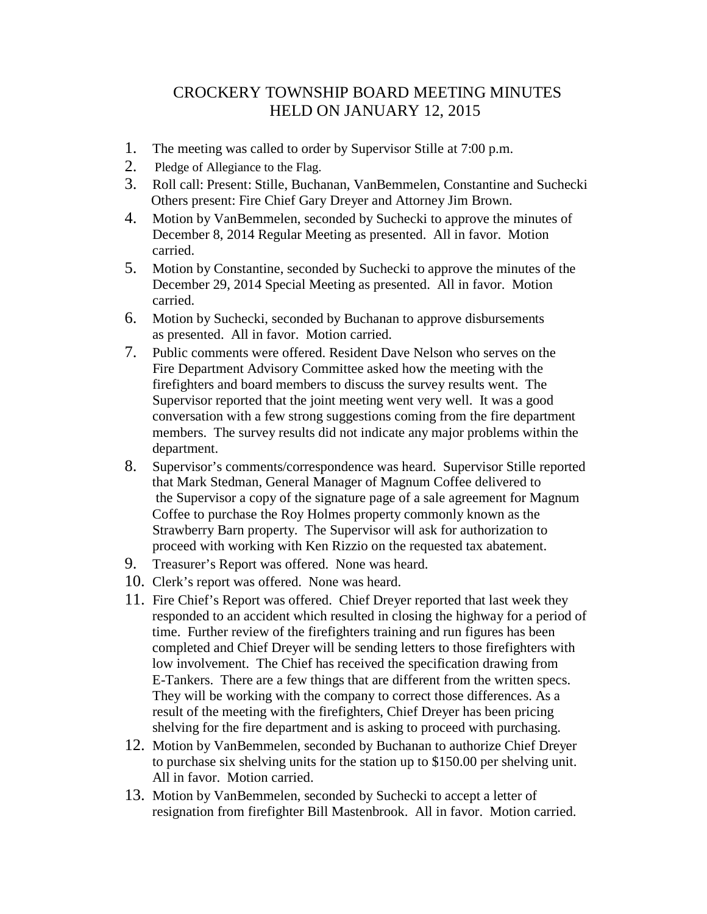# CROCKERY TOWNSHIP BOARD MEETING MINUTES
# HELD ON JANUARY 12, 2015

1. The meeting was called to order by Supervisor Stille at 7:00 p.m.
2. Pledge of Allegiance to the Flag.
3. Roll call: Present: Stille, Buchanan, VanBemmelen, Constantine and Suchecki
   Others present: Fire Chief Gary Dreyer and Attorney Jim Brown.
4. Motion by VanBemmelen, seconded by Suchecki to approve the minutes of December 8, 2014 Regular Meeting as presented. All in favor. Motion carried.
5. Motion by Constantine, seconded by Suchecki to approve the minutes of the December 29, 2014 Special Meeting as presented. All in favor. Motion carried.
6. Motion by Suchecki, seconded by Buchanan to approve disbursements as presented. All in favor. Motion carried.
7. Public comments were offered. Resident Dave Nelson who serves on the Fire Department Advisory Committee asked how the meeting with the firefighters and board members to discuss the survey results went. The Supervisor reported that the joint meeting went very well. It was a good conversation with a few strong suggestions coming from the fire department members. The survey results did not indicate any major problems within the department.
8. Supervisor's comments/correspondence was heard. Supervisor Stille reported that Mark Stedman, General Manager of Magnum Coffee delivered to the Supervisor a copy of the signature page of a sale agreement for Magnum Coffee to purchase the Roy Holmes property commonly known as the Strawberry Barn property. The Supervisor will ask for authorization to proceed with working with Ken Rizzio on the requested tax abatement.
9. Treasurer's Report was offered. None was heard.
10. Clerk's report was offered. None was heard.
11. Fire Chief's Report was offered. Chief Dreyer reported that last week they responded to an accident which resulted in closing the highway for a period of time. Further review of the firefighters training and run figures has been completed and Chief Dreyer will be sending letters to those firefighters with low involvement. The Chief has received the specification drawing from E-Tankers. There are a few things that are different from the written specs. They will be working with the company to correct those differences. As a result of the meeting with the firefighters, Chief Dreyer has been pricing shelving for the fire department and is asking to proceed with purchasing.
12. Motion by VanBemmelen, seconded by Buchanan to authorize Chief Dreyer to purchase six shelving units for the station up to $150.00 per shelving unit. All in favor. Motion carried.
13. Motion by VanBemmelen, seconded by Suchecki to accept a letter of resignation from firefighter Bill Mastenbrook. All in favor. Motion carried.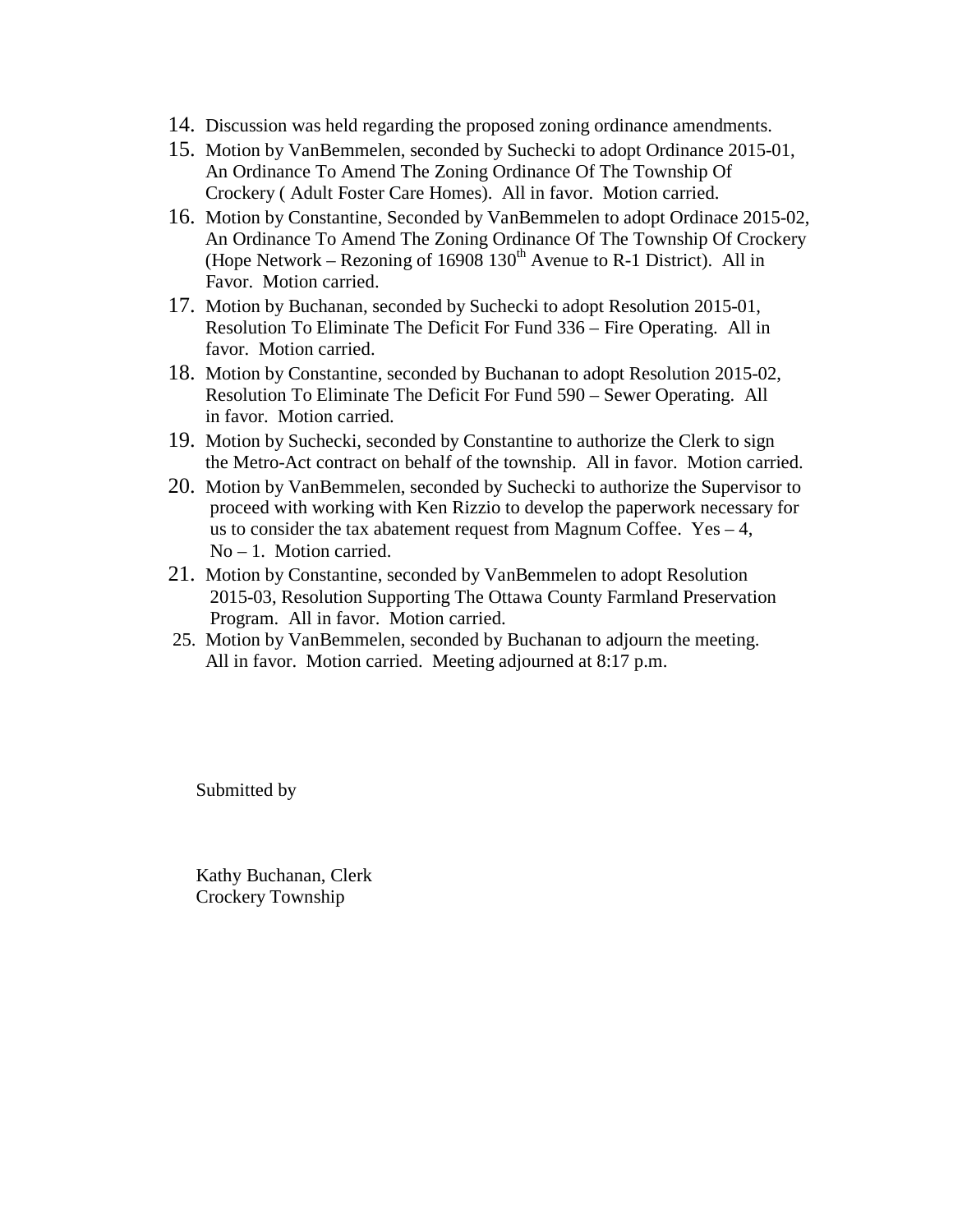14. Discussion was held regarding the proposed zoning ordinance amendments.
15. Motion by VanBemmelen, seconded by Suchecki to adopt Ordinance 2015-01, An Ordinance To Amend The Zoning Ordinance Of The Township Of Crockery ( Adult Foster Care Homes). All in favor. Motion carried.
16. Motion by Constantine, Seconded by VanBemmelen to adopt Ordinace 2015-02, An Ordinance To Amend The Zoning Ordinance Of The Township Of Crockery (Hope Network – Rezoning of 16908 130th Avenue to R-1 District). All in Favor. Motion carried.
17. Motion by Buchanan, seconded by Suchecki to adopt Resolution 2015-01, Resolution To Eliminate The Deficit For Fund 336 – Fire Operating. All in favor. Motion carried.
18. Motion by Constantine, seconded by Buchanan to adopt Resolution 2015-02, Resolution To Eliminate The Deficit For Fund 590 – Sewer Operating. All in favor. Motion carried.
19. Motion by Suchecki, seconded by Constantine to authorize the Clerk to sign the Metro-Act contract on behalf of the township. All in favor. Motion carried.
20. Motion by VanBemmelen, seconded by Suchecki to authorize the Supervisor to proceed with working with Ken Rizzio to develop the paperwork necessary for us to consider the tax abatement request from Magnum Coffee. Yes – 4, No – 1. Motion carried.
21. Motion by Constantine, seconded by VanBemmelen to adopt Resolution 2015-03, Resolution Supporting The Ottawa County Farmland Preservation Program. All in favor. Motion carried.
25. Motion by VanBemmelen, seconded by Buchanan to adjourn the meeting. All in favor. Motion carried. Meeting adjourned at 8:17 p.m.

Submitted by

Kathy Buchanan, Clerk
Crockery Township